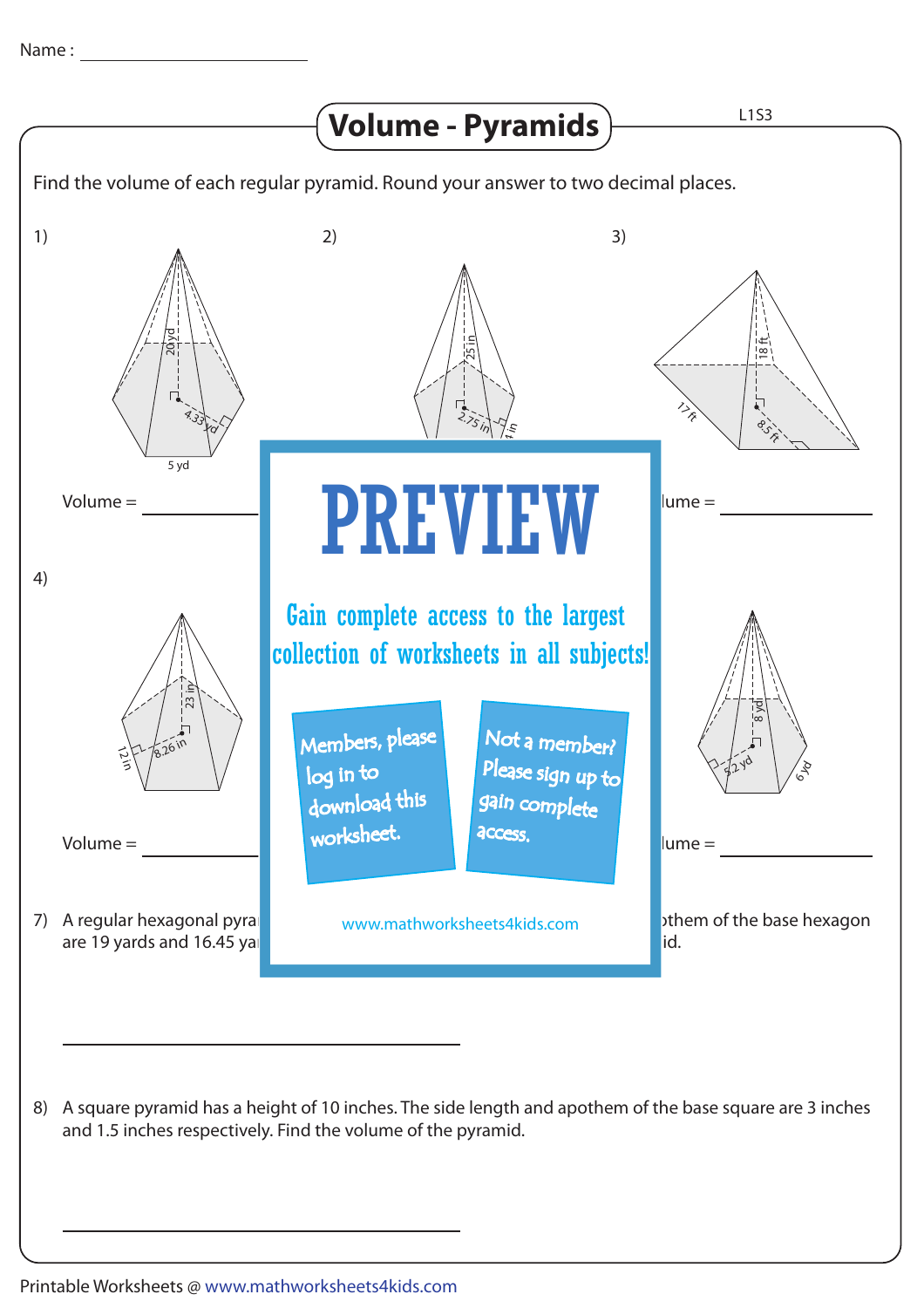Name : ______________________

# Volume - Pyramids

L1S3

Find the volume of each regular pyramid. Round your answer to two decimal places.

1)

20 yd

4.33 yd

5 yd

Volume = ______________

2)

25 in

2.75 in

4 in

3)

18 ft

17 ft

8.5 ft

lume = ______________

4)

23 in

12 in

8.26 in

Volume = ______________

8 yd

5.2 yd

6 yd

lume = ______________

7) A regular hexagonal pyra ... are 19 yards and 16.45 ya ... pthem of the base hexagon ... id.

______________________________

# PREVIEW

Gain complete access to the largest collection of worksheets in all subjects!

Members, please log in to download this worksheet.

Not a member? Please sign up to gain complete access.

www.mathworksheets4kids.com

8) A square pyramid has a height of 10 inches. The side length and apothem of the base square are 3 inches and 1.5 inches respectively. Find the volume of the pyramid.

______________________________

Printable Worksheets @ www.mathworksheets4kids.com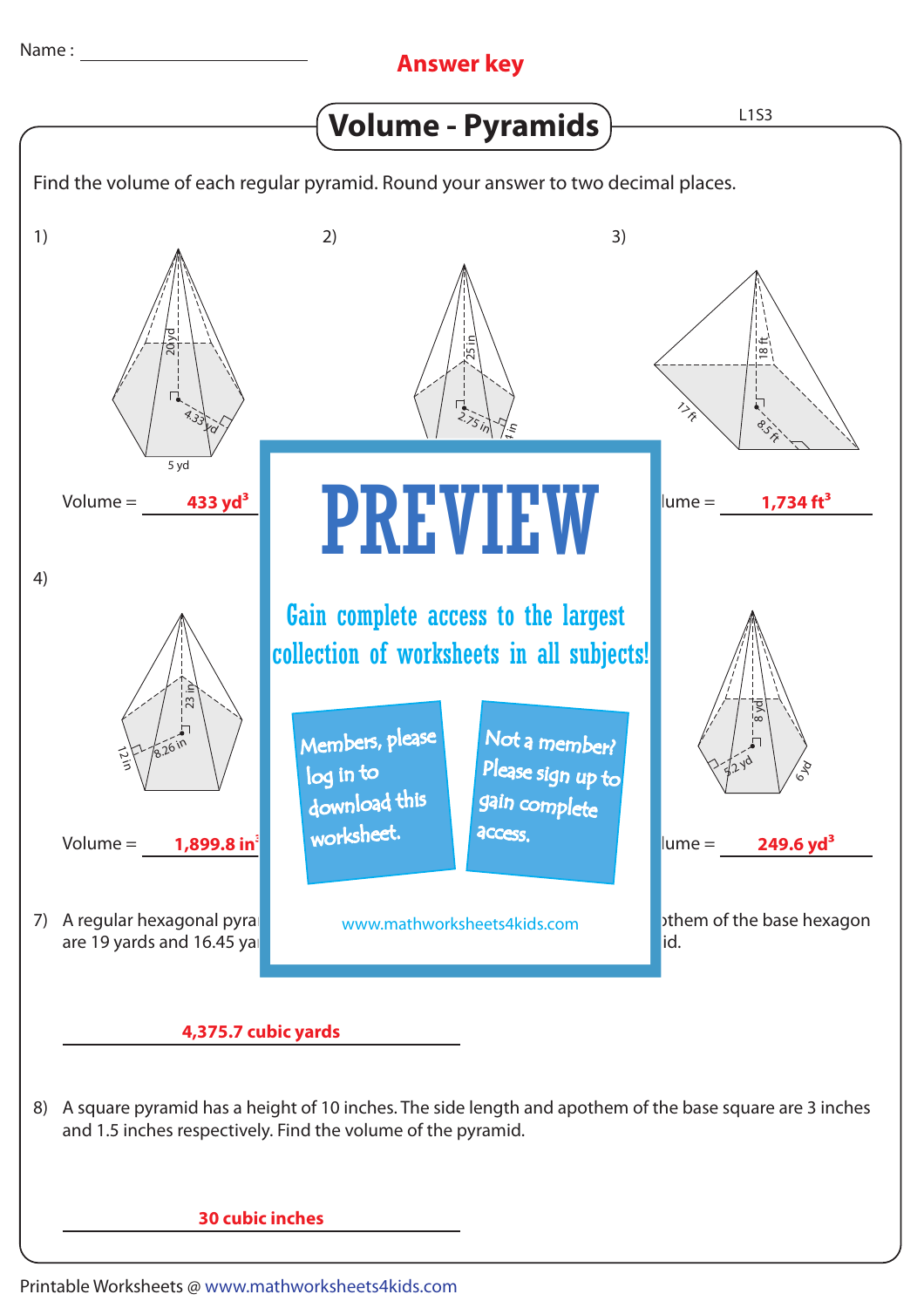Name :

**Answer key**

# Volume - Pyramids

L1S3

Find the volume of each regular pyramid. Round your answer to two decimal places.

1)

20 yd
4.33 yd
5 yd

Volume = **433 $yd^3$**

2)

25 in
2.75 in
4 in

3)

17 ft
18 ft
8.5 ft

Volume = **1,734 $ft^3$**

4)

23 in
12 in
8.26 in

Volume = **1,899.8 $in^3$**

6)

8 yd
5.2 yd
6 yd

Volume = **249.6 $yd^3$**

# PREVIEW

Gain complete access to the largest collection of worksheets in all subjects!

Members, please log in to download this worksheet.

Not a member? Please sign up to gain complete access.

www.mathworksheets4kids.com

7) A regular hexagonal pyra... ...othem of the base hexagon are 19 yards and 16.45 ya... ...id.

**4,375.7 cubic yards**

8) A square pyramid has a height of 10 inches. The side length and apothem of the base square are 3 inches and 1.5 inches respectively. Find the volume of the pyramid.

**30 cubic inches**

Printable Worksheets @ www.mathworksheets4kids.com